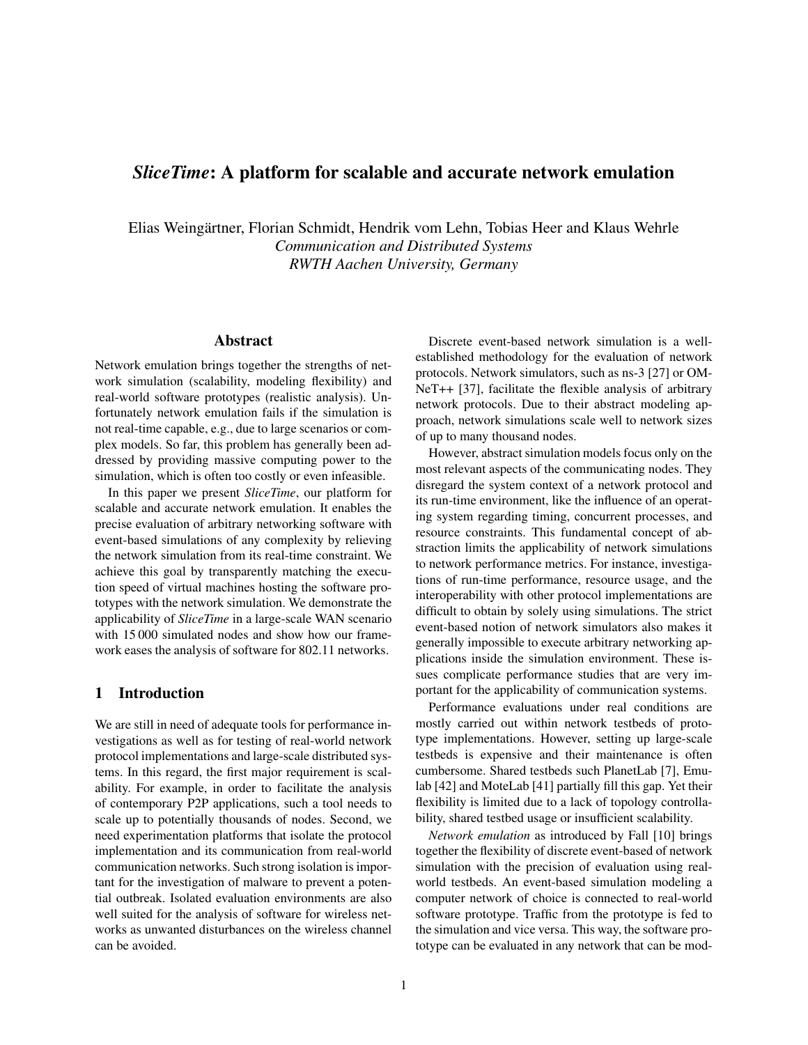# *SliceTime*: A platform for scalable and accurate network emulation

Elias Weingärtner, Florian Schmidt, Hendrik vom Lehn, Tobias Heer and Klaus Wehrle
*Communication and Distributed Systems*
*RWTH Aachen University, Germany*

## Abstract

Network emulation brings together the strengths of network simulation (scalability, modeling flexibility) and real-world software prototypes (realistic analysis). Unfortunately network emulation fails if the simulation is not real-time capable, e.g., due to large scenarios or complex models. So far, this problem has generally been addressed by providing massive computing power to the simulation, which is often too costly or even infeasible.

In this paper we present *SliceTime*, our platform for scalable and accurate network emulation. It enables the precise evaluation of arbitrary networking software with event-based simulations of any complexity by relieving the network simulation from its real-time constraint. We achieve this goal by transparently matching the execution speed of virtual machines hosting the software prototypes with the network simulation. We demonstrate the applicability of *SliceTime* in a large-scale WAN scenario with 15 000 simulated nodes and show how our framework eases the analysis of software for 802.11 networks.

## 1 Introduction

We are still in need of adequate tools for performance investigations as well as for testing of real-world network protocol implementations and large-scale distributed systems. In this regard, the first major requirement is scalability. For example, in order to facilitate the analysis of contemporary P2P applications, such a tool needs to scale up to potentially thousands of nodes. Second, we need experimentation platforms that isolate the protocol implementation and its communication from real-world communication networks. Such strong isolation is important for the investigation of malware to prevent a potential outbreak. Isolated evaluation environments are also well suited for the analysis of software for wireless networks as unwanted disturbances on the wireless channel can be avoided.

Discrete event-based network simulation is a well-established methodology for the evaluation of network protocols. Network simulators, such as ns-3 [27] or OMNeT++ [37], facilitate the flexible analysis of arbitrary network protocols. Due to their abstract modeling approach, network simulations scale well to network sizes of up to many thousand nodes.

However, abstract simulation models focus only on the most relevant aspects of the communicating nodes. They disregard the system context of a network protocol and its run-time environment, like the influence of an operating system regarding timing, concurrent processes, and resource constraints. This fundamental concept of abstraction limits the applicability of network simulations to network performance metrics. For instance, investigations of run-time performance, resource usage, and the interoperability with other protocol implementations are difficult to obtain by solely using simulations. The strict event-based notion of network simulators also makes it generally impossible to execute arbitrary networking applications inside the simulation environment. These issues complicate performance studies that are very important for the applicability of communication systems.

Performance evaluations under real conditions are mostly carried out within network testbeds of prototype implementations. However, setting up large-scale testbeds is expensive and their maintenance is often cumbersome. Shared testbeds such PlanetLab [7], Emulab [42] and MoteLab [41] partially fill this gap. Yet their flexibility is limited due to a lack of topology controllability, shared testbed usage or insufficient scalability.

*Network emulation* as introduced by Fall [10] brings together the flexibility of discrete event-based of network simulation with the precision of evaluation using real-world testbeds. An event-based simulation modeling a computer network of choice is connected to real-world software prototype. Traffic from the prototype is fed to the simulation and vice versa. This way, the software prototype can be evaluated in any network that can be mod-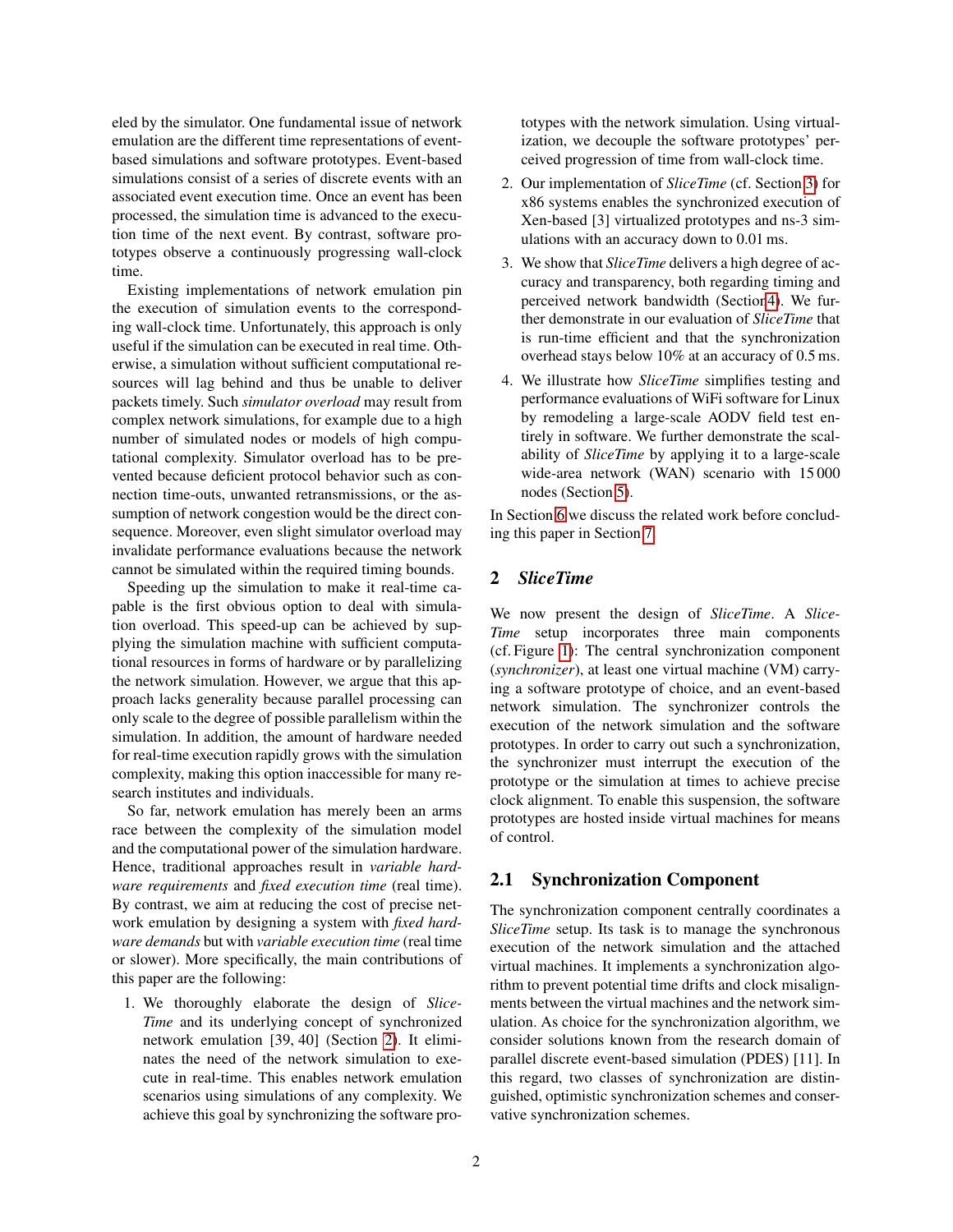eled by the simulator. One fundamental issue of network emulation are the different time representations of event-based simulations and software prototypes. Event-based simulations consist of a series of discrete events with an associated event execution time. Once an event has been processed, the simulation time is advanced to the execution time of the next event. By contrast, software prototypes observe a continuously progressing wall-clock time.

Existing implementations of network emulation pin the execution of simulation events to the corresponding wall-clock time. Unfortunately, this approach is only useful if the simulation can be executed in real time. Otherwise, a simulation without sufficient computational resources will lag behind and thus be unable to deliver packets timely. Such *simulator overload* may result from complex network simulations, for example due to a high number of simulated nodes or models of high computational complexity. Simulator overload has to be prevented because deficient protocol behavior such as connection time-outs, unwanted retransmissions, or the assumption of network congestion would be the direct consequence. Moreover, even slight simulator overload may invalidate performance evaluations because the network cannot be simulated within the required timing bounds.

Speeding up the simulation to make it real-time capable is the first obvious option to deal with simulation overload. This speed-up can be achieved by supplying the simulation machine with sufficient computational resources in forms of hardware or by parallelizing the network simulation. However, we argue that this approach lacks generality because parallel processing can only scale to the degree of possible parallelism within the simulation. In addition, the amount of hardware needed for real-time execution rapidly grows with the simulation complexity, making this option inaccessible for many research institutes and individuals.

So far, network emulation has merely been an arms race between the complexity of the simulation model and the computational power of the simulation hardware. Hence, traditional approaches result in *variable hardware requirements* and *fixed execution time* (real time). By contrast, we aim at reducing the cost of precise network emulation by designing a system with *fixed hardware demands* but with *variable execution time* (real time or slower). More specifically, the main contributions of this paper are the following:

1. We thoroughly elaborate the design of *SliceTime* and its underlying concept of synchronized network emulation [39, 40] (Section 2). It eliminates the need of the network simulation to execute in real-time. This enables network emulation scenarios using simulations of any complexity. We achieve this goal by synchronizing the software prototypes with the network simulation. Using virtualization, we decouple the software prototypes' perceived progression of time from wall-clock time.
2. Our implementation of *SliceTime* (cf. Section 3) for x86 systems enables the synchronized execution of Xen-based [3] virtualized prototypes and ns-3 simulations with an accuracy down to 0.01 ms.
3. We show that *SliceTime* delivers a high degree of accuracy and transparency, both regarding timing and perceived network bandwidth (Section 4). We further demonstrate in our evaluation of *SliceTime* that is run-time efficient and that the synchronization overhead stays below 10% at an accuracy of 0.5 ms.
4. We illustrate how *SliceTime* simplifies testing and performance evaluations of WiFi software for Linux by remodeling a large-scale AODV field test entirely in software. We further demonstrate the scalability of *SliceTime* by applying it to a large-scale wide-area network (WAN) scenario with 15 000 nodes (Section 5).

In Section 6 we discuss the related work before concluding this paper in Section 7.

## 2 *SliceTime*

We now present the design of *SliceTime*. A *SliceTime* setup incorporates three main components (cf. Figure 1): The central synchronization component (*synchronizer*), at least one virtual machine (VM) carrying a software prototype of choice, and an event-based network simulation. The synchronizer controls the execution of the network simulation and the software prototypes. In order to carry out such a synchronization, the synchronizer must interrupt the execution of the prototype or the simulation at times to achieve precise clock alignment. To enable this suspension, the software prototypes are hosted inside virtual machines for means of control.

### 2.1 Synchronization Component

The synchronization component centrally coordinates a *SliceTime* setup. Its task is to manage the synchronous execution of the network simulation and the attached virtual machines. It implements a synchronization algorithm to prevent potential time drifts and clock misalignments between the virtual machines and the network simulation. As choice for the synchronization algorithm, we consider solutions known from the research domain of parallel discrete event-based simulation (PDES) [11]. In this regard, two classes of synchronization are distinguished, optimistic synchronization schemes and conservative synchronization schemes.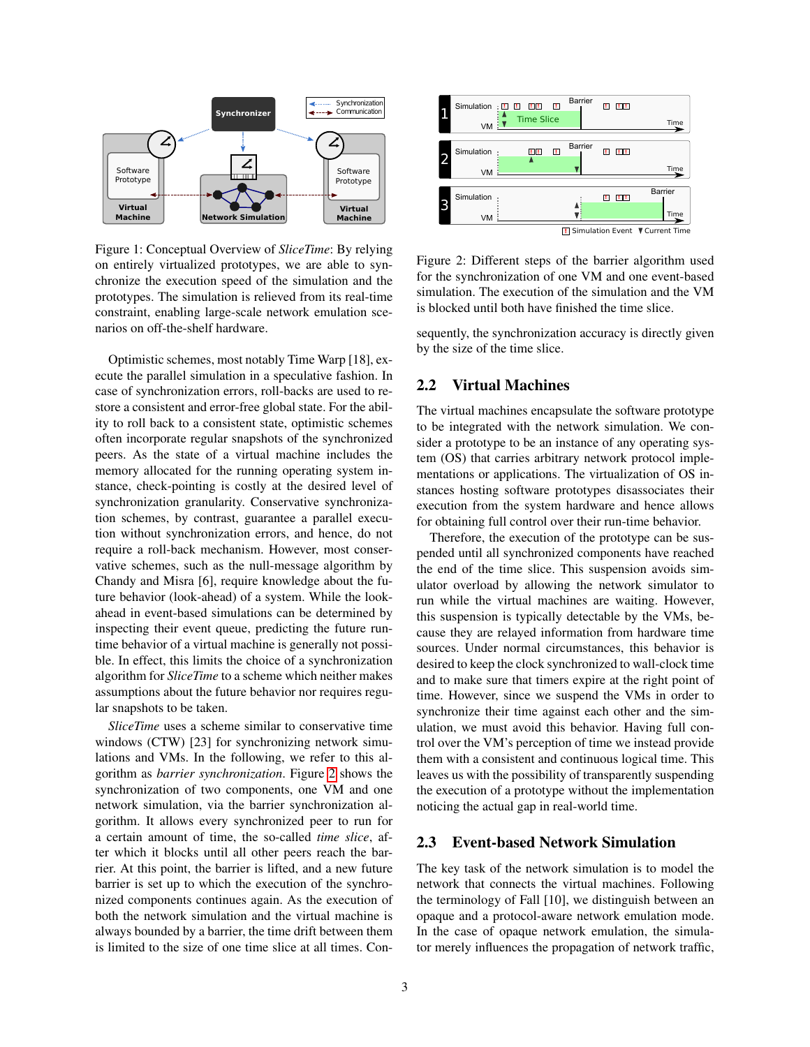Synchronizer

Synchronization
Communication

Software Prototype

Virtual Machine

Network Simulation

Software Prototype

Virtual Machine

Figure 1: Conceptual Overview of *SliceTime*: By relying on entirely virtualized prototypes, we are able to synchronize the execution speed of the simulation and the prototypes. The simulation is relieved from its real-time constraint, enabling large-scale network emulation scenarios on off-the-shelf hardware.

Optimistic schemes, most notably Time Warp [18], execute the parallel simulation in a speculative fashion. In case of synchronization errors, roll-backs are used to restore a consistent and error-free global state. For the ability to roll back to a consistent state, optimistic schemes often incorporate regular snapshots of the synchronized peers. As the state of a virtual machine includes the memory allocated for the running operating system instance, check-pointing is costly at the desired level of synchronization granularity. Conservative synchronization schemes, by contrast, guarantee a parallel execution without synchronization errors, and hence, do not require a roll-back mechanism. However, most conservative schemes, such as the null-message algorithm by Chandy and Misra [6], require knowledge about the future behavior (look-ahead) of a system. While the look-ahead in event-based simulations can be determined by inspecting their event queue, predicting the future run-time behavior of a virtual machine is generally not possible. In effect, this limits the choice of a synchronization algorithm for *SliceTime* to a scheme which neither makes assumptions about the future behavior nor requires regular snapshots to be taken.

*SliceTime* uses a scheme similar to conservative time windows (CTW) [23] for synchronizing network simulations and VMs. In the following, we refer to this algorithm as *barrier synchronization*. Figure 2 shows the synchronization of two components, one VM and one network simulation, via the barrier synchronization algorithm. It allows every synchronized peer to run for a certain amount of time, the so-called *time slice*, after which it blocks until all other peers reach the barrier. At this point, the barrier is lifted, and a new future barrier is set up to which the execution of the synchronized components continues again. As the execution of both the network simulation and the virtual machine is always bounded by a barrier, the time drift between them is limited to the size of one time slice at all times. Consequently, the synchronization accuracy is directly given by the size of the time slice.

1 Simulation VM Time Slice Barrier Time

2 Simulation VM Barrier Time

3 Simulation VM Barrier Time

Simulation Event ▼Current Time

Figure 2: Different steps of the barrier algorithm used for the synchronization of one VM and one event-based simulation. The execution of the simulation and the VM is blocked until both have finished the time slice.

## 2.2 Virtual Machines

The virtual machines encapsulate the software prototype to be integrated with the network simulation. We consider a prototype to be an instance of any operating system (OS) that carries arbitrary network protocol implementations or applications. The virtualization of OS instances hosting software prototypes disassociates their execution from the system hardware and hence allows for obtaining full control over their run-time behavior.

Therefore, the execution of the prototype can be suspended until all synchronized components have reached the end of the time slice. This suspension avoids simulator overload by allowing the network simulator to run while the virtual machines are waiting. However, this suspension is typically detectable by the VMs, because they are relayed information from hardware time sources. Under normal circumstances, this behavior is desired to keep the clock synchronized to wall-clock time and to make sure that timers expire at the right point of time. However, since we suspend the VMs in order to synchronize their time against each other and the simulation, we must avoid this behavior. Having full control over the VM's perception of time we instead provide them with a consistent and continuous logical time. This leaves us with the possibility of transparently suspending the execution of a prototype without the implementation noticing the actual gap in real-world time.

## 2.3 Event-based Network Simulation

The key task of the network simulation is to model the network that connects the virtual machines. Following the terminology of Fall [10], we distinguish between an opaque and a protocol-aware network emulation mode. In the case of opaque network emulation, the simulator merely influences the propagation of network traffic,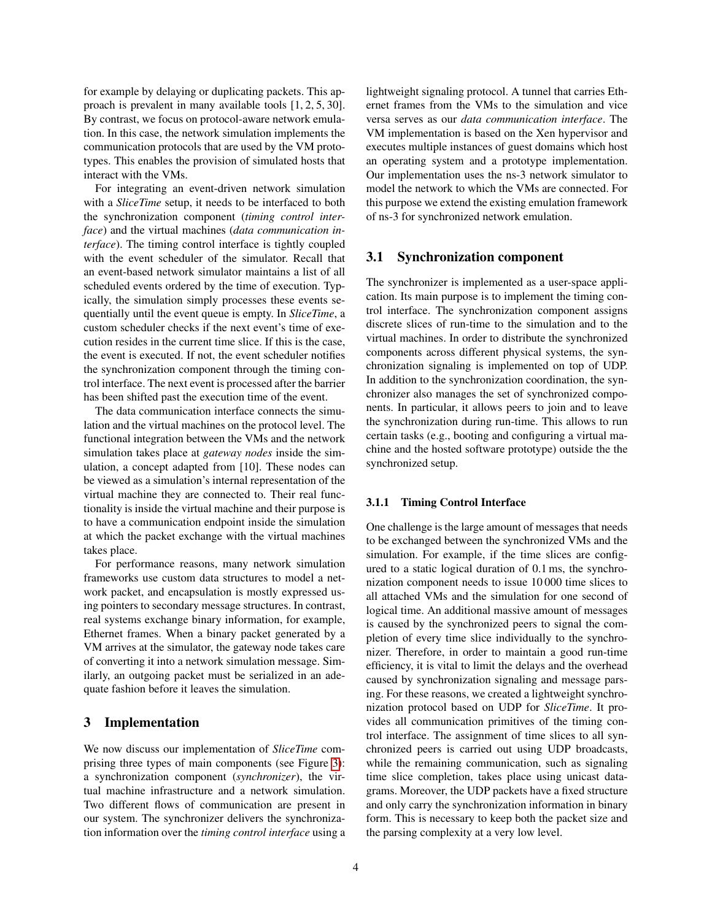for example by delaying or duplicating packets. This approach is prevalent in many available tools [1, 2, 5, 30]. By contrast, we focus on protocol-aware network emulation. In this case, the network simulation implements the communication protocols that are used by the VM prototypes. This enables the provision of simulated hosts that interact with the VMs.

For integrating an event-driven network simulation with a *SliceTime* setup, it needs to be interfaced to both the synchronization component (*timing control interface*) and the virtual machines (*data communication interface*). The timing control interface is tightly coupled with the event scheduler of the simulator. Recall that an event-based network simulator maintains a list of all scheduled events ordered by the time of execution. Typically, the simulation simply processes these events sequentially until the event queue is empty. In *SliceTime*, a custom scheduler checks if the next event's time of execution resides in the current time slice. If this is the case, the event is executed. If not, the event scheduler notifies the synchronization component through the timing control interface. The next event is processed after the barrier has been shifted past the execution time of the event.

The data communication interface connects the simulation and the virtual machines on the protocol level. The functional integration between the VMs and the network simulation takes place at *gateway nodes* inside the simulation, a concept adapted from [10]. These nodes can be viewed as a simulation's internal representation of the virtual machine they are connected to. Their real functionality is inside the virtual machine and their purpose is to have a communication endpoint inside the simulation at which the packet exchange with the virtual machines takes place.

For performance reasons, many network simulation frameworks use custom data structures to model a network packet, and encapsulation is mostly expressed using pointers to secondary message structures. In contrast, real systems exchange binary information, for example, Ethernet frames. When a binary packet generated by a VM arrives at the simulator, the gateway node takes care of converting it into a network simulation message. Similarly, an outgoing packet must be serialized in an adequate fashion before it leaves the simulation.

## 3 Implementation

We now discuss our implementation of *SliceTime* comprising three types of main components (see Figure 3): a synchronization component (*synchronizer*), the virtual machine infrastructure and a network simulation. Two different flows of communication are present in our system. The synchronizer delivers the synchronization information over the *timing control interface* using a lightweight signaling protocol. A tunnel that carries Ethernet frames from the VMs to the simulation and vice versa serves as our *data communication interface*. The VM implementation is based on the Xen hypervisor and executes multiple instances of guest domains which host an operating system and a prototype implementation. Our implementation uses the ns-3 network simulator to model the network to which the VMs are connected. For this purpose we extend the existing emulation framework of ns-3 for synchronized network emulation.

### 3.1 Synchronization component

The synchronizer is implemented as a user-space application. Its main purpose is to implement the timing control interface. The synchronization component assigns discrete slices of run-time to the simulation and to the virtual machines. In order to distribute the synchronized components across different physical systems, the synchronization signaling is implemented on top of UDP. In addition to the synchronization coordination, the synchronizer also manages the set of synchronized components. In particular, it allows peers to join and to leave the synchronization during run-time. This allows to run certain tasks (e.g., booting and configuring a virtual machine and the hosted software prototype) outside the the synchronized setup.

#### 3.1.1 Timing Control Interface

One challenge is the large amount of messages that needs to be exchanged between the synchronized VMs and the simulation. For example, if the time slices are configured to a static logical duration of 0.1 ms, the synchronization component needs to issue 10 000 time slices to all attached VMs and the simulation for one second of logical time. An additional massive amount of messages is caused by the synchronized peers to signal the completion of every time slice individually to the synchronizer. Therefore, in order to maintain a good run-time efficiency, it is vital to limit the delays and the overhead caused by synchronization signaling and message parsing. For these reasons, we created a lightweight synchronization protocol based on UDP for *SliceTime*. It provides all communication primitives of the timing control interface. The assignment of time slices to all synchronized peers is carried out using UDP broadcasts, while the remaining communication, such as signaling time slice completion, takes place using unicast datagrams. Moreover, the UDP packets have a fixed structure and only carry the synchronization information in binary form. This is necessary to keep both the packet size and the parsing complexity at a very low level.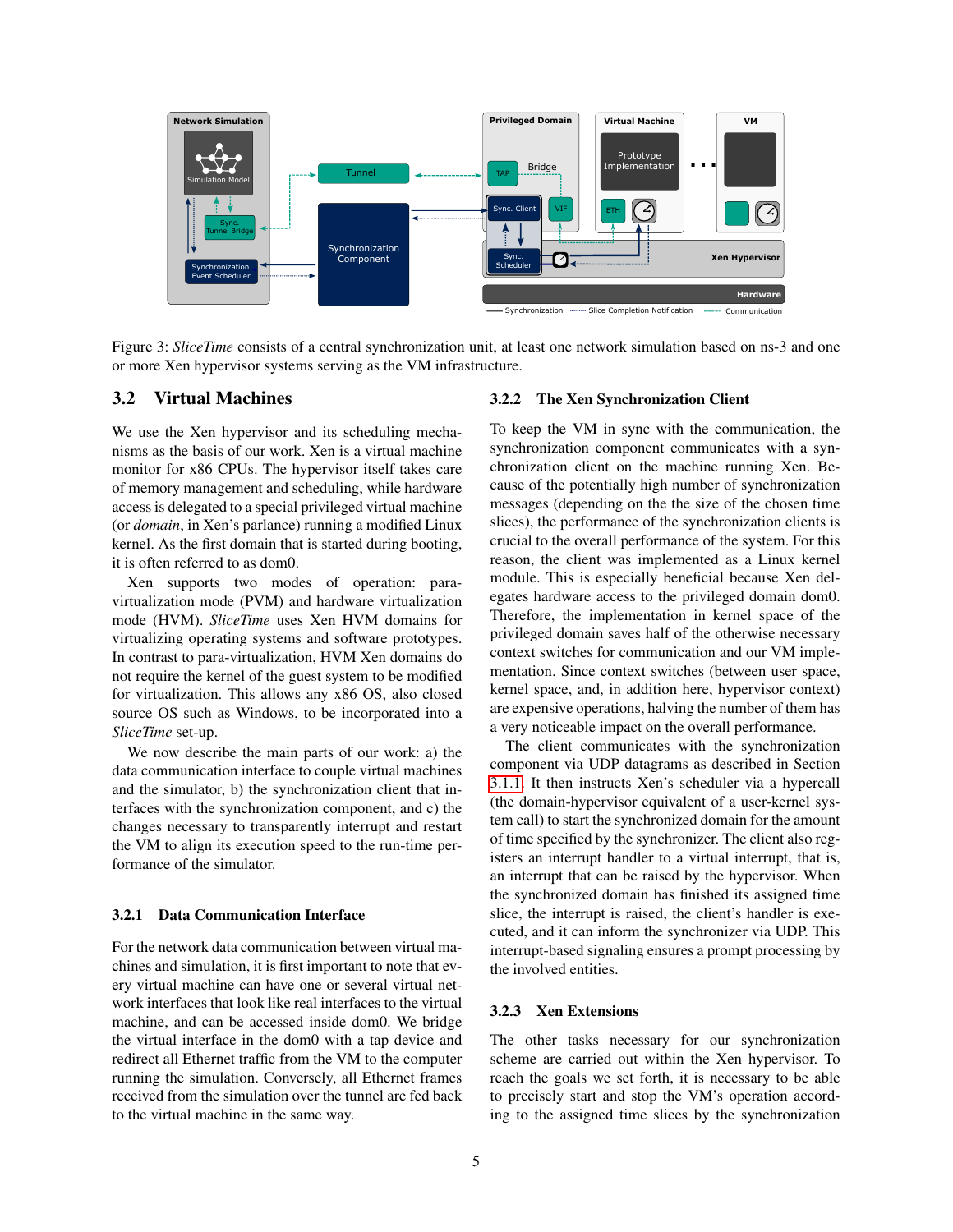Network Simulation

Simulation Model

Sync. Tunnel Bridge

Synchronization Event Scheduler

Tunnel

Synchronization Component

Privileged Domain

TAP

Bridge

Sync. Client

VIF

Sync. Scheduler

Virtual Machine

Prototype Implementation

ETH

VM

Xen Hypervisor

Hardware

Synchronization

Slice Completion Notification

Communication

Figure 3: *SliceTime* consists of a central synchronization unit, at least one network simulation based on ns-3 and one or more Xen hypervisor systems serving as the VM infrastructure.

## 3.2 Virtual Machines

We use the Xen hypervisor and its scheduling mechanisms as the basis of our work. Xen is a virtual machine monitor for x86 CPUs. The hypervisor itself takes care of memory management and scheduling, while hardware access is delegated to a special privileged virtual machine (or *domain*, in Xen's parlance) running a modified Linux kernel. As the first domain that is started during booting, it is often referred to as dom0.

Xen supports two modes of operation: para-virtualization mode (PVM) and hardware virtualization mode (HVM). *SliceTime* uses Xen HVM domains for virtualizing operating systems and software prototypes. In contrast to para-virtualization, HVM Xen domains do not require the kernel of the guest system to be modified for virtualization. This allows any x86 OS, also closed source OS such as Windows, to be incorporated into a *SliceTime* set-up.

We now describe the main parts of our work: a) the data communication interface to couple virtual machines and the simulator, b) the synchronization client that interfaces with the synchronization component, and c) the changes necessary to transparently interrupt and restart the VM to align its execution speed to the run-time performance of the simulator.

### 3.2.1 Data Communication Interface

For the network data communication between virtual machines and simulation, it is first important to note that every virtual machine can have one or several virtual network interfaces that look like real interfaces to the virtual machine, and can be accessed inside dom0. We bridge the virtual interface in the dom0 with a tap device and redirect all Ethernet traffic from the VM to the computer running the simulation. Conversely, all Ethernet frames received from the simulation over the tunnel are fed back to the virtual machine in the same way.

### 3.2.2 The Xen Synchronization Client

To keep the VM in sync with the communication, the synchronization component communicates with a synchronization client on the machine running Xen. Because of the potentially high number of synchronization messages (depending on the the size of the chosen time slices), the performance of the synchronization clients is crucial to the overall performance of the system. For this reason, the client was implemented as a Linux kernel module. This is especially beneficial because Xen delegates hardware access to the privileged domain dom0. Therefore, the implementation in kernel space of the privileged domain saves half of the otherwise necessary context switches for communication and our VM implementation. Since context switches (between user space, kernel space, and, in addition here, hypervisor context) are expensive operations, halving the number of them has a very noticeable impact on the overall performance.

The client communicates with the synchronization component via UDP datagrams as described in Section 3.1.1. It then instructs Xen's scheduler via a hypercall (the domain-hypervisor equivalent of a user-kernel system call) to start the synchronized domain for the amount of time specified by the synchronizer. The client also registers an interrupt handler to a virtual interrupt, that is, an interrupt that can be raised by the hypervisor. When the synchronized domain has finished its assigned time slice, the interrupt is raised, the client's handler is executed, and it can inform the synchronizer via UDP. This interrupt-based signaling ensures a prompt processing by the involved entities.

### 3.2.3 Xen Extensions

The other tasks necessary for our synchronization scheme are carried out within the Xen hypervisor. To reach the goals we set forth, it is necessary to be able to precisely start and stop the VM's operation according to the assigned time slices by the synchronization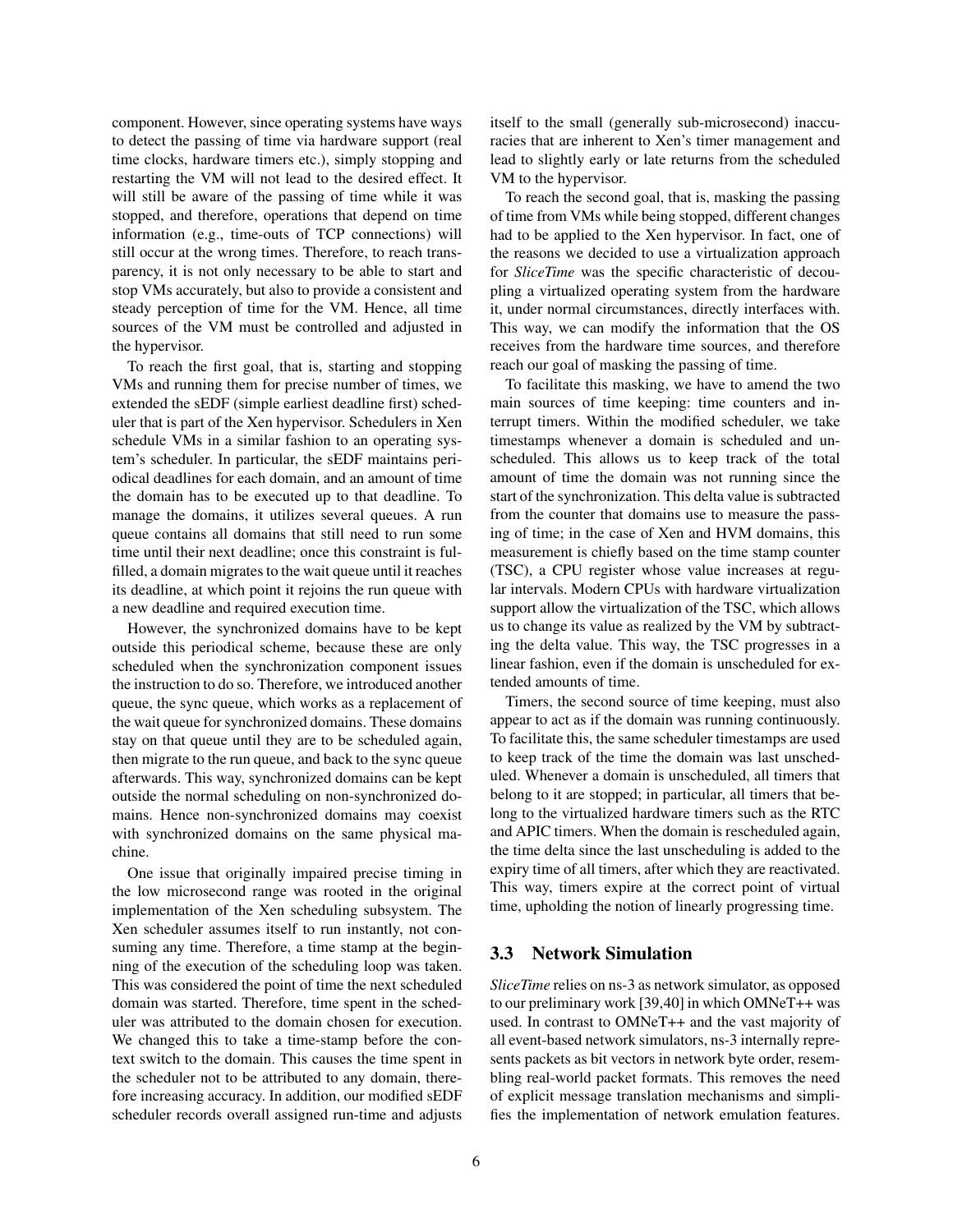component. However, since operating systems have ways to detect the passing of time via hardware support (real time clocks, hardware timers etc.), simply stopping and restarting the VM will not lead to the desired effect. It will still be aware of the passing of time while it was stopped, and therefore, operations that depend on time information (e.g., time-outs of TCP connections) will still occur at the wrong times. Therefore, to reach transparency, it is not only necessary to be able to start and stop VMs accurately, but also to provide a consistent and steady perception of time for the VM. Hence, all time sources of the VM must be controlled and adjusted in the hypervisor.

To reach the first goal, that is, starting and stopping VMs and running them for precise number of times, we extended the sEDF (simple earliest deadline first) scheduler that is part of the Xen hypervisor. Schedulers in Xen schedule VMs in a similar fashion to an operating system's scheduler. In particular, the sEDF maintains periodical deadlines for each domain, and an amount of time the domain has to be executed up to that deadline. To manage the domains, it utilizes several queues. A run queue contains all domains that still need to run some time until their next deadline; once this constraint is fulfilled, a domain migrates to the wait queue until it reaches its deadline, at which point it rejoins the run queue with a new deadline and required execution time.

However, the synchronized domains have to be kept outside this periodical scheme, because these are only scheduled when the synchronization component issues the instruction to do so. Therefore, we introduced another queue, the sync queue, which works as a replacement of the wait queue for synchronized domains. These domains stay on that queue until they are to be scheduled again, then migrate to the run queue, and back to the sync queue afterwards. This way, synchronized domains can be kept outside the normal scheduling on non-synchronized domains. Hence non-synchronized domains may coexist with synchronized domains on the same physical machine.

One issue that originally impaired precise timing in the low microsecond range was rooted in the original implementation of the Xen scheduling subsystem. The Xen scheduler assumes itself to run instantly, not consuming any time. Therefore, a time stamp at the beginning of the execution of the scheduling loop was taken. This was considered the point of time the next scheduled domain was started. Therefore, time spent in the scheduler was attributed to the domain chosen for execution. We changed this to take a time-stamp before the context switch to the domain. This causes the time spent in the scheduler not to be attributed to any domain, therefore increasing accuracy. In addition, our modified sEDF scheduler records overall assigned run-time and adjusts itself to the small (generally sub-microsecond) inaccuracies that are inherent to Xen's timer management and lead to slightly early or late returns from the scheduled VM to the hypervisor.

To reach the second goal, that is, masking the passing of time from VMs while being stopped, different changes had to be applied to the Xen hypervisor. In fact, one of the reasons we decided to use a virtualization approach for *SliceTime* was the specific characteristic of decoupling a virtualized operating system from the hardware it, under normal circumstances, directly interfaces with. This way, we can modify the information that the OS receives from the hardware time sources, and therefore reach our goal of masking the passing of time.

To facilitate this masking, we have to amend the two main sources of time keeping: time counters and interrupt timers. Within the modified scheduler, we take timestamps whenever a domain is scheduled and unscheduled. This allows us to keep track of the total amount of time the domain was not running since the start of the synchronization. This delta value is subtracted from the counter that domains use to measure the passing of time; in the case of Xen and HVM domains, this measurement is chiefly based on the time stamp counter (TSC), a CPU register whose value increases at regular intervals. Modern CPUs with hardware virtualization support allow the virtualization of the TSC, which allows us to change its value as realized by the VM by subtracting the delta value. This way, the TSC progresses in a linear fashion, even if the domain is unscheduled for extended amounts of time.

Timers, the second source of time keeping, must also appear to act as if the domain was running continuously. To facilitate this, the same scheduler timestamps are used to keep track of the time the domain was last unscheduled. Whenever a domain is unscheduled, all timers that belong to it are stopped; in particular, all timers that belong to the virtualized hardware timers such as the RTC and APIC timers. When the domain is rescheduled again, the time delta since the last unscheduling is added to the expiry time of all timers, after which they are reactivated. This way, timers expire at the correct point of virtual time, upholding the notion of linearly progressing time.

### 3.3 Network Simulation

*SliceTime* relies on ns-3 as network simulator, as opposed to our preliminary work [39,40] in which OMNeT++ was used. In contrast to OMNeT++ and the vast majority of all event-based network simulators, ns-3 internally represents packets as bit vectors in network byte order, resembling real-world packet formats. This removes the need of explicit message translation mechanisms and simplifies the implementation of network emulation features.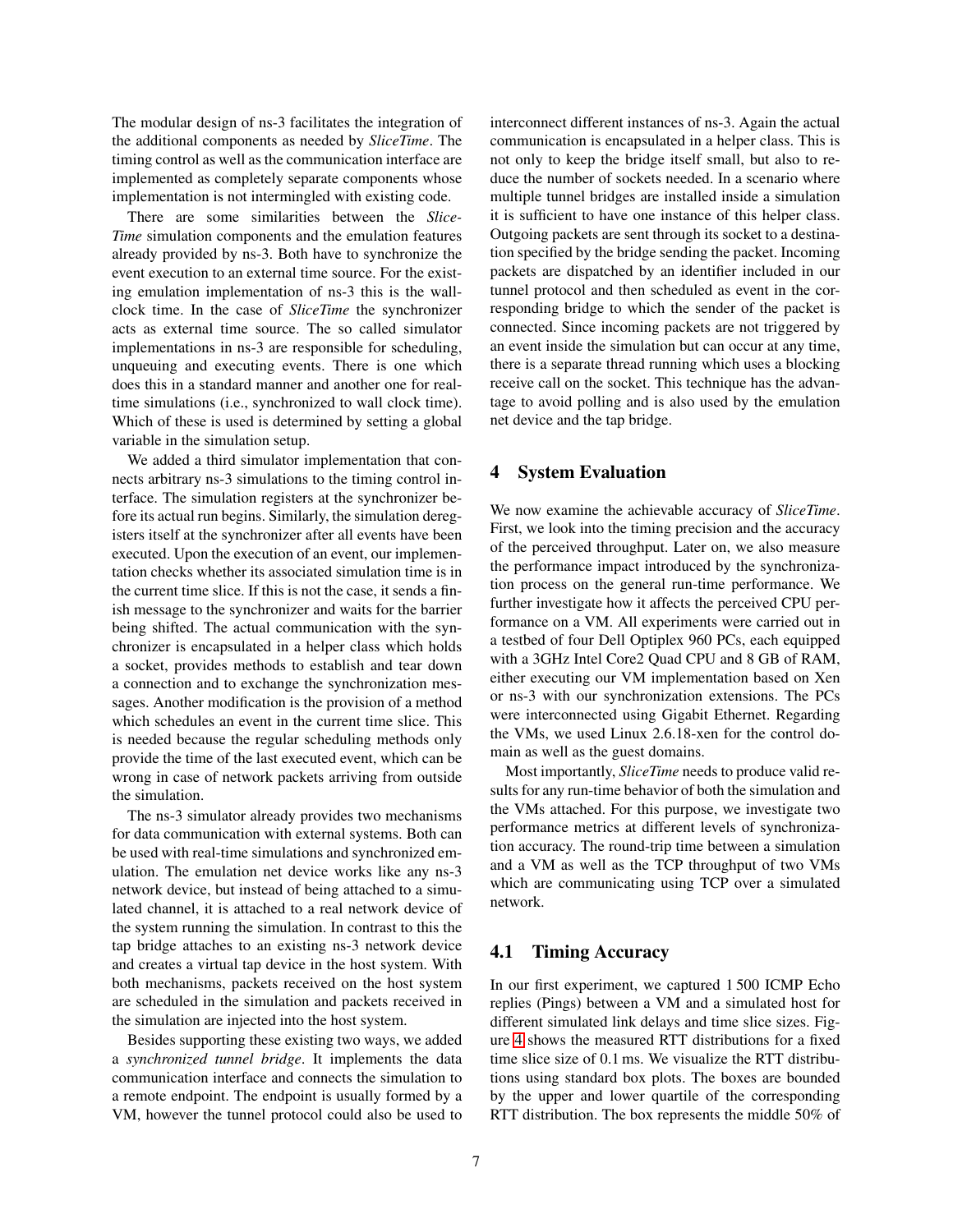The modular design of ns-3 facilitates the integration of the additional components as needed by *SliceTime*. The timing control as well as the communication interface are implemented as completely separate components whose implementation is not intermingled with existing code.

There are some similarities between the *SliceTime* simulation components and the emulation features already provided by ns-3. Both have to synchronize the event execution to an external time source. For the existing emulation implementation of ns-3 this is the wall-clock time. In the case of *SliceTime* the synchronizer acts as external time source. The so called simulator implementations in ns-3 are responsible for scheduling, unqueuing and executing events. There is one which does this in a standard manner and another one for real-time simulations (i.e., synchronized to wall clock time). Which of these is used is determined by setting a global variable in the simulation setup.

We added a third simulator implementation that connects arbitrary ns-3 simulations to the timing control interface. The simulation registers at the synchronizer before its actual run begins. Similarly, the simulation deregisters itself at the synchronizer after all events have been executed. Upon the execution of an event, our implementation checks whether its associated simulation time is in the current time slice. If this is not the case, it sends a finish message to the synchronizer and waits for the barrier being shifted. The actual communication with the synchronizer is encapsulated in a helper class which holds a socket, provides methods to establish and tear down a connection and to exchange the synchronization messages. Another modification is the provision of a method which schedules an event in the current time slice. This is needed because the regular scheduling methods only provide the time of the last executed event, which can be wrong in case of network packets arriving from outside the simulation.

The ns-3 simulator already provides two mechanisms for data communication with external systems. Both can be used with real-time simulations and synchronized emulation. The emulation net device works like any ns-3 network device, but instead of being attached to a simulated channel, it is attached to a real network device of the system running the simulation. In contrast to this the tap bridge attaches to an existing ns-3 network device and creates a virtual tap device in the host system. With both mechanisms, packets received on the host system are scheduled in the simulation and packets received in the simulation are injected into the host system.

Besides supporting these existing two ways, we added a *synchronized tunnel bridge*. It implements the data communication interface and connects the simulation to a remote endpoint. The endpoint is usually formed by a VM, however the tunnel protocol could also be used to interconnect different instances of ns-3. Again the actual communication is encapsulated in a helper class. This is not only to keep the bridge itself small, but also to reduce the number of sockets needed. In a scenario where multiple tunnel bridges are installed inside a simulation it is sufficient to have one instance of this helper class. Outgoing packets are sent through its socket to a destination specified by the bridge sending the packet. Incoming packets are dispatched by an identifier included in our tunnel protocol and then scheduled as event in the corresponding bridge to which the sender of the packet is connected. Since incoming packets are not triggered by an event inside the simulation but can occur at any time, there is a separate thread running which uses a blocking receive call on the socket. This technique has the advantage to avoid polling and is also used by the emulation net device and the tap bridge.

## 4 System Evaluation

We now examine the achievable accuracy of *SliceTime*. First, we look into the timing precision and the accuracy of the perceived throughput. Later on, we also measure the performance impact introduced by the synchronization process on the general run-time performance. We further investigate how it affects the perceived CPU performance on a VM. All experiments were carried out in a testbed of four Dell Optiplex 960 PCs, each equipped with a 3GHz Intel Core2 Quad CPU and 8 GB of RAM, either executing our VM implementation based on Xen or ns-3 with our synchronization extensions. The PCs were interconnected using Gigabit Ethernet. Regarding the VMs, we used Linux 2.6.18-xen for the control domain as well as the guest domains.

Most importantly, *SliceTime* needs to produce valid results for any run-time behavior of both the simulation and the VMs attached. For this purpose, we investigate two performance metrics at different levels of synchronization accuracy. The round-trip time between a simulation and a VM as well as the TCP throughput of two VMs which are communicating using TCP over a simulated network.

### 4.1 Timing Accuracy

In our first experiment, we captured 1 500 ICMP Echo replies (Pings) between a VM and a simulated host for different simulated link delays and time slice sizes. Figure 4 shows the measured RTT distributions for a fixed time slice size of 0.1 ms. We visualize the RTT distributions using standard box plots. The boxes are bounded by the upper and lower quartile of the corresponding RTT distribution. The box represents the middle 50% of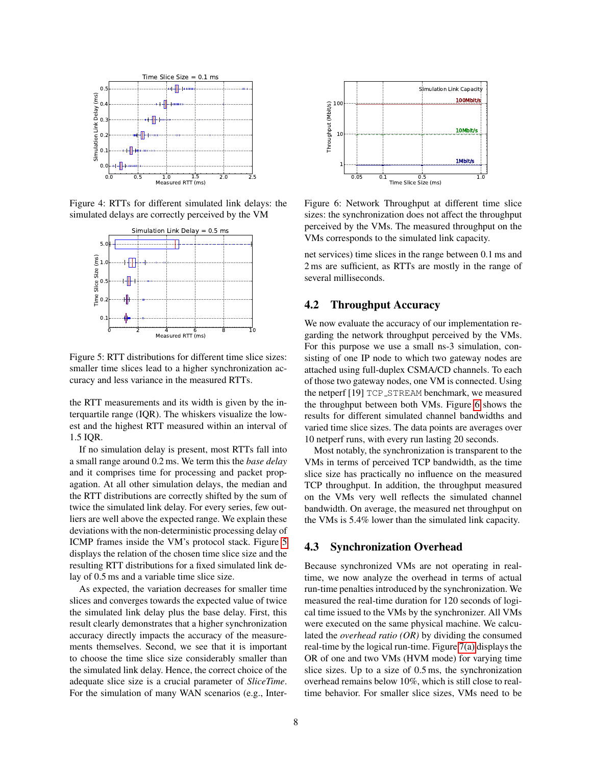Time Slice Size = 0.1 ms

Simulation Link Delay (ms)

0.5
0.4
0.3
0.2
0.1
0.0

0.0 0.5 1.0 1.5 2.0 2.5

Measured RTT (ms)

Figure 4: RTTs for different simulated link delays: the simulated delays are correctly perceived by the VM

Simulation Link Delay = 0.5 ms

Time Slice Size (ms)

5.0
1.0
0.5
0.2
0.1

0 2 4 6 8 10

Measured RTT (ms)

Figure 5: RTT distributions for different time slice sizes: smaller time slices lead to a higher synchronization accuracy and less variance in the measured RTTs.

the RTT measurements and its width is given by the interquartile range (IQR). The whiskers visualize the lowest and the highest RTT measured within an interval of 1.5 IQR.

If no simulation delay is present, most RTTs fall into a small range around 0.2 ms. We term this the *base delay* and it comprises time for processing and packet propagation. At all other simulation delays, the median and the RTT distributions are correctly shifted by the sum of twice the simulated link delay. For every series, few outliers are well above the expected range. We explain these deviations with the non-deterministic processing delay of ICMP frames inside the VM's protocol stack. Figure 5 displays the relation of the chosen time slice size and the resulting RTT distributions for a fixed simulated link delay of 0.5 ms and a variable time slice size.

As expected, the variation decreases for smaller time slices and converges towards the expected value of twice the simulated link delay plus the base delay. First, this result clearly demonstrates that a higher synchronization accuracy directly impacts the accuracy of the measurements themselves. Second, we see that it is important to choose the time slice size considerably smaller than the simulated link delay. Hence, the correct choice of the adequate slice size is a crucial parameter of *SliceTime*. For the simulation of many WAN scenarios (e.g., Internet services) time slices in the range between 0.1 ms and 2 ms are sufficient, as RTTs are mostly in the range of several milliseconds.

Simulation Link Capacity

100Mbit/s
10Mbit/s
1Mbit/s

Throughput (Mbit/s)

100
10
1

0.05 0.1 0.5 1.0

Time Slice Size (ms)

Figure 6: Network Throughput at different time slice sizes: the synchronization does not affect the throughput perceived by the VMs. The measured throughput on the VMs corresponds to the simulated link capacity.

## 4.2 Throughput Accuracy

We now evaluate the accuracy of our implementation regarding the network throughput perceived by the VMs. For this purpose we use a small ns-3 simulation, consisting of one IP node to which two gateway nodes are attached using full-duplex CSMA/CD channels. To each of those two gateway nodes, one VM is connected. Using the netperf [19] `TCP_STREAM` benchmark, we measured the throughput between both VMs. Figure 6 shows the results for different simulated channel bandwidths and varied time slice sizes. The data points are averages over 10 netperf runs, with every run lasting 20 seconds.

Most notably, the synchronization is transparent to the VMs in terms of perceived TCP bandwidth, as the time slice size has practically no influence on the measured TCP throughput. In addition, the throughput measured on the VMs very well reflects the simulated channel bandwidth. On average, the measured net throughput on the VMs is 5.4% lower than the simulated link capacity.

## 4.3 Synchronization Overhead

Because synchronized VMs are not operating in real-time, we now analyze the overhead in terms of actual run-time penalties introduced by the synchronization. We measured the real-time duration for 120 seconds of logical time issued to the VMs by the synchronizer. All VMs were executed on the same physical machine. We calculated the *overhead ratio (OR)* by dividing the consumed real-time by the logical run-time. Figure 7(a) displays the OR of one and two VMs (HVM mode) for varying time slice sizes. Up to a size of 0.5 ms, the synchronization overhead remains below 10%, which is still close to real-time behavior. For smaller slice sizes, VMs need to be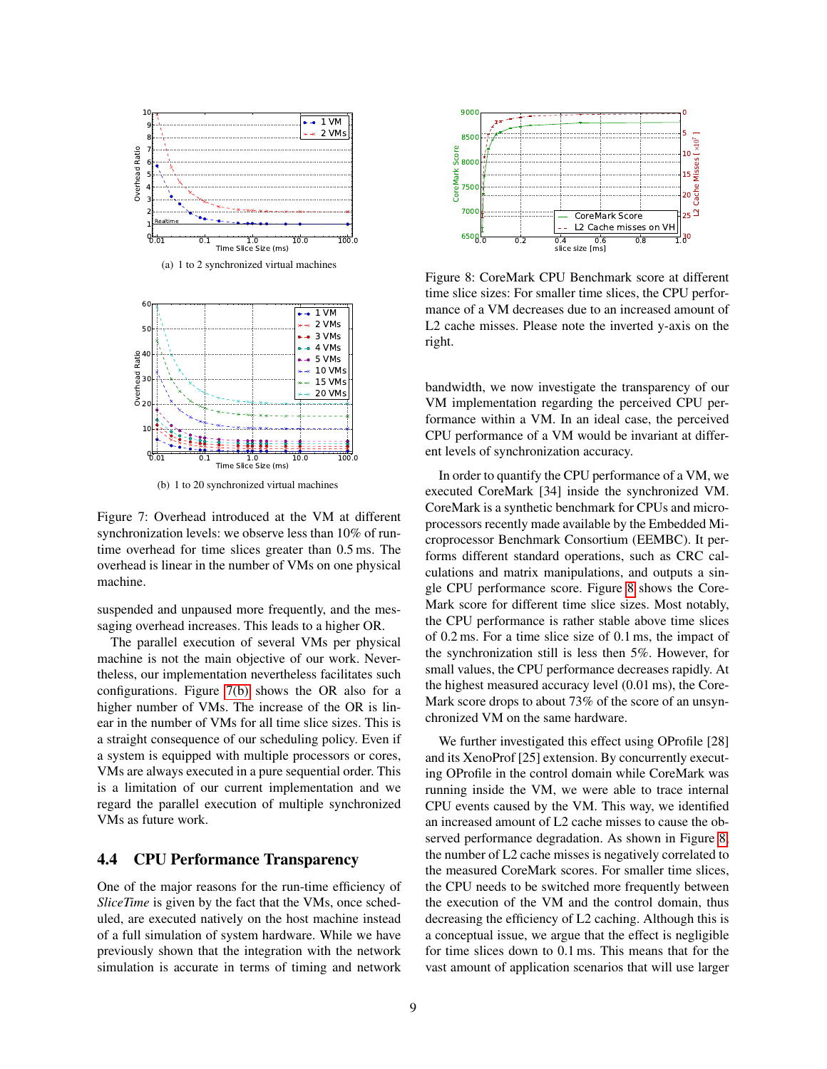10
9
8
7
6
5
4
3
2
1
0
Overhead Ratio
Realtime
0.01
0.1
1.0
10.0
100.0
Time Slice Size (ms)
1 VM
2 VMs

(a) 1 to 2 synchronized virtual machines

60
50
40
30
20
10
0
Overhead Ratio
0.01
0.1
1.0
10.0
100.0
Time Slice Size (ms)
1 VM
2 VMs
3 VMs
4 VMs
5 VMs
10 VMs
15 VMs
20 VMs

(b) 1 to 20 synchronized virtual machines

Figure 7: Overhead introduced at the VM at different synchronization levels: we observe less than 10% of runtime overhead for time slices greater than 0.5 ms. The overhead is linear in the number of VMs on one physical machine.

suspended and unpaused more frequently, and the messaging overhead increases. This leads to a higher OR.

The parallel execution of several VMs per physical machine is not the main objective of our work. Nevertheless, our implementation nevertheless facilitates such configurations. Figure 7(b) shows the OR also for a higher number of VMs. The increase of the OR is linear in the number of VMs for all time slice sizes. This is a straight consequence of our scheduling policy. Even if a system is equipped with multiple processors or cores, VMs are always executed in a pure sequential order. This is a limitation of our current implementation and we regard the parallel execution of multiple synchronized VMs as future work.

### 4.4 CPU Performance Transparency

One of the major reasons for the run-time efficiency of *SliceTime* is given by the fact that the VMs, once scheduled, are executed natively on the host machine instead of a full simulation of system hardware. While we have previously shown that the integration with the network simulation is accurate in terms of timing and network

9000
8500
8000
7500
7000
6500
CoreMark Score
0.0
0.2
0.4
0.6
0.8
1.0
slice size [ms]
0
5
10
15
20
25
30
L2 Cache Misses [ $\times 10^7$ ]
CoreMark Score
L2 Cache misses on VH

Figure 8: CoreMark CPU Benchmark score at different time slice sizes: For smaller time slices, the CPU performance of a VM decreases due to an increased amount of L2 cache misses. Please note the inverted y-axis on the right.

bandwidth, we now investigate the transparency of our VM implementation regarding the perceived CPU performance within a VM. In an ideal case, the perceived CPU performance of a VM would be invariant at different levels of synchronization accuracy.

In order to quantify the CPU performance of a VM, we executed CoreMark [34] inside the synchronized VM. CoreMark is a synthetic benchmark for CPUs and microprocessors recently made available by the Embedded Microprocessor Benchmark Consortium (EEMBC). It performs different standard operations, such as CRC calculations and matrix manipulations, and outputs a single CPU performance score. Figure 8 shows the CoreMark score for different time slice sizes. Most notably, the CPU performance is rather stable above time slices of 0.2 ms. For a time slice size of 0.1 ms, the impact of the synchronization still is less then 5%. However, for small values, the CPU performance decreases rapidly. At the highest measured accuracy level (0.01 ms), the CoreMark score drops to about 73% of the score of an unsynchronized VM on the same hardware.

We further investigated this effect using OProfile [28] and its XenoProf [25] extension. By concurrently executing OProfile in the control domain while CoreMark was running inside the VM, we were able to trace internal CPU events caused by the VM. This way, we identified an increased amount of L2 cache misses to cause the observed performance degradation. As shown in Figure 8, the number of L2 cache misses is negatively correlated to the measured CoreMark scores. For smaller time slices, the CPU needs to be switched more frequently between the execution of the VM and the control domain, thus decreasing the efficiency of L2 caching. Although this is a conceptual issue, we argue that the effect is negligible for time slices down to 0.1 ms. This means that for the vast amount of application scenarios that will use larger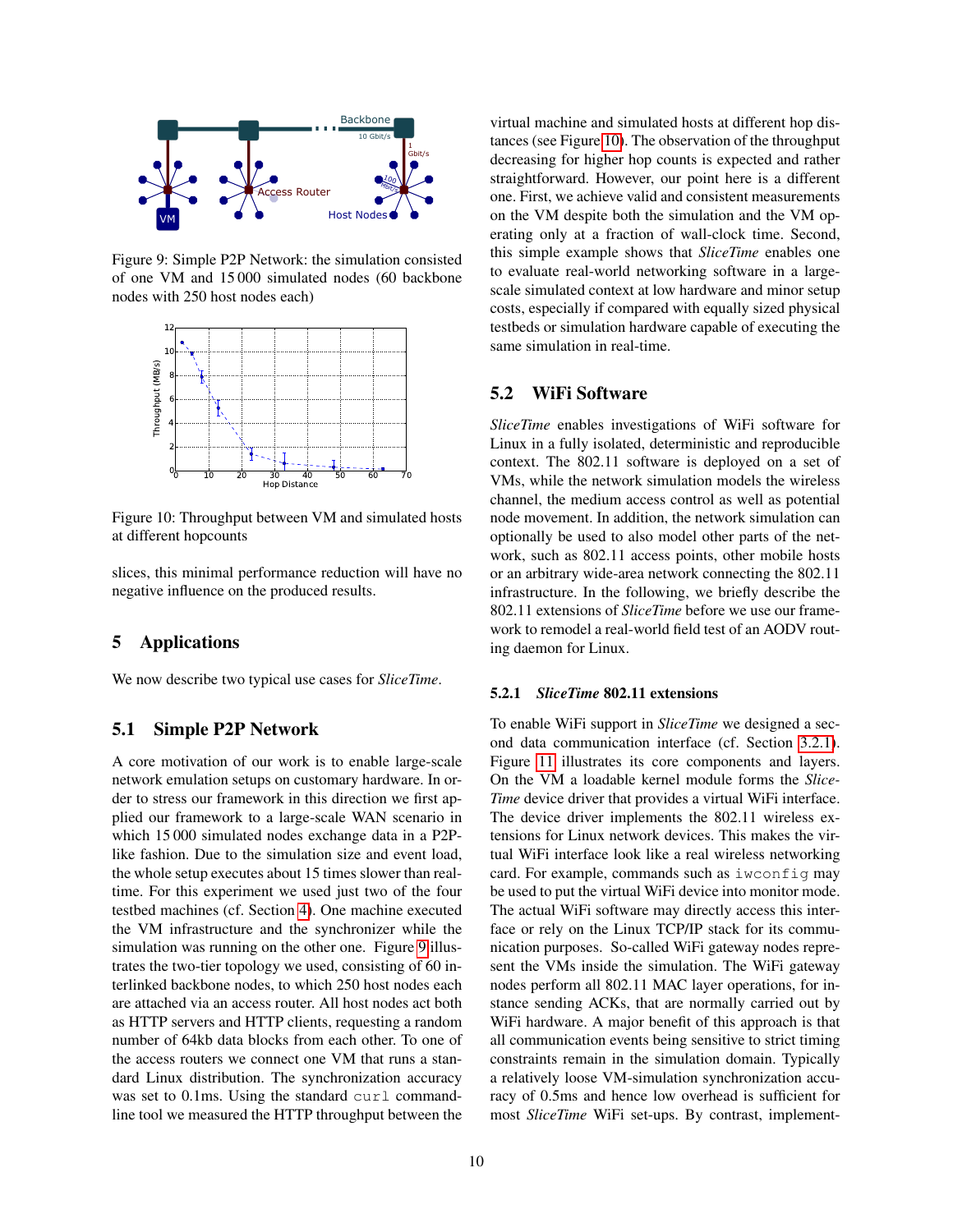Backbone
10 Gbit/s
1 Gbit/s
100 Mbit/s
Access Router
Host Nodes
VM

Figure 9: Simple P2P Network: the simulation consisted of one VM and 15 000 simulated nodes (60 backbone nodes with 250 host nodes each)

Throughput (MB/s)
Hop Distance
0 10 20 30 40 50 60 70
0 2 4 6 8 10 12

Figure 10: Throughput between VM and simulated hosts at different hopcounts

slices, this minimal performance reduction will have no negative influence on the produced results.

# 5 Applications

We now describe two typical use cases for *SliceTime*.

## 5.1 Simple P2P Network

A core motivation of our work is to enable large-scale network emulation setups on customary hardware. In order to stress our framework in this direction we first applied our framework to a large-scale WAN scenario in which 15 000 simulated nodes exchange data in a P2P-like fashion. Due to the simulation size and event load, the whole setup executes about 15 times slower than real-time. For this experiment we used just two of the four testbed machines (cf. Section 4). One machine executed the VM infrastructure and the synchronizer while the simulation was running on the other one. Figure 9 illustrates the two-tier topology we used, consisting of 60 interlinked backbone nodes, to which 250 host nodes each are attached via an access router. All host nodes act both as HTTP servers and HTTP clients, requesting a random number of 64kb data blocks from each other. To one of the access routers we connect one VM that runs a standard Linux distribution. The synchronization accuracy was set to 0.1ms. Using the standard `curl` command-line tool we measured the HTTP throughput between the virtual machine and simulated hosts at different hop distances (see Figure 10). The observation of the throughput decreasing for higher hop counts is expected and rather straightforward. However, our point here is a different one. First, we achieve valid and consistent measurements on the VM despite both the simulation and the VM operating only at a fraction of wall-clock time. Second, this simple example shows that *SliceTime* enables one to evaluate real-world networking software in a large-scale simulated context at low hardware and minor setup costs, especially if compared with equally sized physical testbeds or simulation hardware capable of executing the same simulation in real-time.

## 5.2 WiFi Software

*SliceTime* enables investigations of WiFi software for Linux in a fully isolated, deterministic and reproducible context. The 802.11 software is deployed on a set of VMs, while the network simulation models the wireless channel, the medium access control as well as potential node movement. In addition, the network simulation can optionally be used to also model other parts of the network, such as 802.11 access points, other mobile hosts or an arbitrary wide-area network connecting the 802.11 infrastructure. In the following, we briefly describe the 802.11 extensions of *SliceTime* before we use our framework to remodel a real-world field test of an AODV routing daemon for Linux.

### 5.2.1 *SliceTime* 802.11 extensions

To enable WiFi support in *SliceTime* we designed a second data communication interface (cf. Section 3.2.1). Figure 11 illustrates its core components and layers. On the VM a loadable kernel module forms the *SliceTime* device driver that provides a virtual WiFi interface. The device driver implements the 802.11 wireless extensions for Linux network devices. This makes the virtual WiFi interface look like a real wireless networking card. For example, commands such as `iwconfig` may be used to put the virtual WiFi device into monitor mode. The actual WiFi software may directly access this interface or rely on the Linux TCP/IP stack for its communication purposes. So-called WiFi gateway nodes represent the VMs inside the simulation. The WiFi gateway nodes perform all 802.11 MAC layer operations, for instance sending ACKs, that are normally carried out by WiFi hardware. A major benefit of this approach is that all communication events being sensitive to strict timing constraints remain in the simulation domain. Typically a relatively loose VM-simulation synchronization accuracy of 0.5ms and hence low overhead is sufficient for most *SliceTime* WiFi set-ups. By contrast, implement-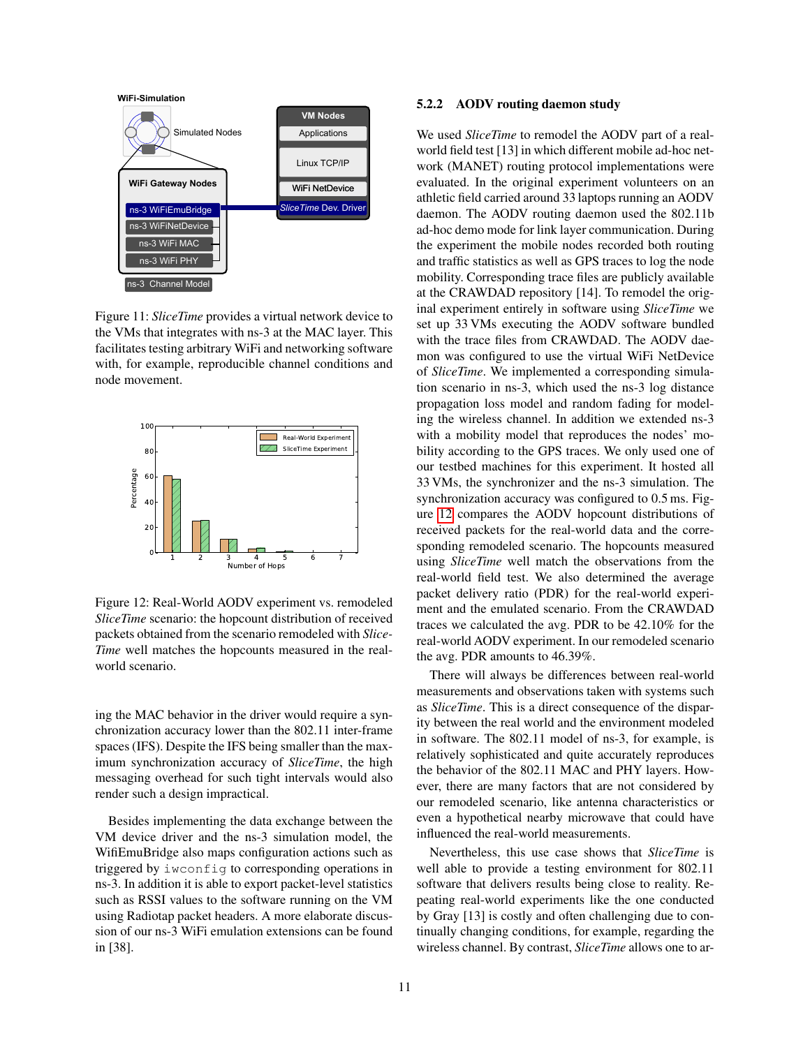WiFi-Simulation

Simulated Nodes

WiFi Gateway Nodes

ns-3 WiFiEmuBridge

ns-3 WiFiNetDevice

ns-3 WiFi MAC

ns-3 WiFi PHY

ns-3 Channel Model

VM Nodes

Applications

Linux TCP/IP

WiFi NetDevice

*SliceTime* Dev. Driver

Figure 11: *SliceTime* provides a virtual network device to the VMs that integrates with ns-3 at the MAC layer. This facilitates testing arbitrary WiFi and networking software with, for example, reproducible channel conditions and node movement.

100
80
60
40
20
0

Percentage

1 2 3 4 5 6 7

Number of Hops

Real-World Experiment

SliceTime Experiment

Figure 12: Real-World AODV experiment vs. remodeled *SliceTime* scenario: the hopcount distribution of received packets obtained from the scenario remodeled with *SliceTime* well matches the hopcounts measured in the real-world scenario.

ing the MAC behavior in the driver would require a synchronization accuracy lower than the 802.11 inter-frame spaces (IFS). Despite the IFS being smaller than the maximum synchronization accuracy of *SliceTime*, the high messaging overhead for such tight intervals would also render such a design impractical.

Besides implementing the data exchange between the VM device driver and the ns-3 simulation model, the WifiEmuBridge also maps configuration actions such as triggered by `iwconfig` to corresponding operations in ns-3. In addition it is able to export packet-level statistics such as RSSI values to the software running on the VM using Radiotap packet headers. A more elaborate discussion of our ns-3 WiFi emulation extensions can be found in [38].

#### 5.2.2 AODV routing daemon study

We used *SliceTime* to remodel the AODV part of a real-world field test [13] in which different mobile ad-hoc network (MANET) routing protocol implementations were evaluated. In the original experiment volunteers on an athletic field carried around 33 laptops running an AODV daemon. The AODV routing daemon used the 802.11b ad-hoc demo mode for link layer communication. During the experiment the mobile nodes recorded both routing and traffic statistics as well as GPS traces to log the node mobility. Corresponding trace files are publicly available at the CRAWDAD repository [14]. To remodel the original experiment entirely in software using *SliceTime* we set up 33 VMs executing the AODV software bundled with the trace files from CRAWDAD. The AODV daemon was configured to use the virtual WiFi NetDevice of *SliceTime*. We implemented a corresponding simulation scenario in ns-3, which used the ns-3 log distance propagation loss model and random fading for modeling the wireless channel. In addition we extended ns-3 with a mobility model that reproduces the nodes' mobility according to the GPS traces. We only used one of our testbed machines for this experiment. It hosted all 33 VMs, the synchronizer and the ns-3 simulation. The synchronization accuracy was configured to 0.5 ms. Figure 12 compares the AODV hopcount distributions of received packets for the real-world data and the corresponding remodeled scenario. The hopcounts measured using *SliceTime* well match the observations from the real-world field test. We also determined the average packet delivery ratio (PDR) for the real-world experiment and the emulated scenario. From the CRAWDAD traces we calculated the avg. PDR to be 42.10% for the real-world AODV experiment. In our remodeled scenario the avg. PDR amounts to 46.39%.

There will always be differences between real-world measurements and observations taken with systems such as *SliceTime*. This is a direct consequence of the disparity between the real world and the environment modeled in software. The 802.11 model of ns-3, for example, is relatively sophisticated and quite accurately reproduces the behavior of the 802.11 MAC and PHY layers. However, there are many factors that are not considered by our remodeled scenario, like antenna characteristics or even a hypothetical nearby microwave that could have influenced the real-world measurements.

Nevertheless, this use case shows that *SliceTime* is well able to provide a testing environment for 802.11 software that delivers results being close to reality. Repeating real-world experiments like the one conducted by Gray [13] is costly and often challenging due to continually changing conditions, for example, regarding the wireless channel. By contrast, *SliceTime* allows one to ar-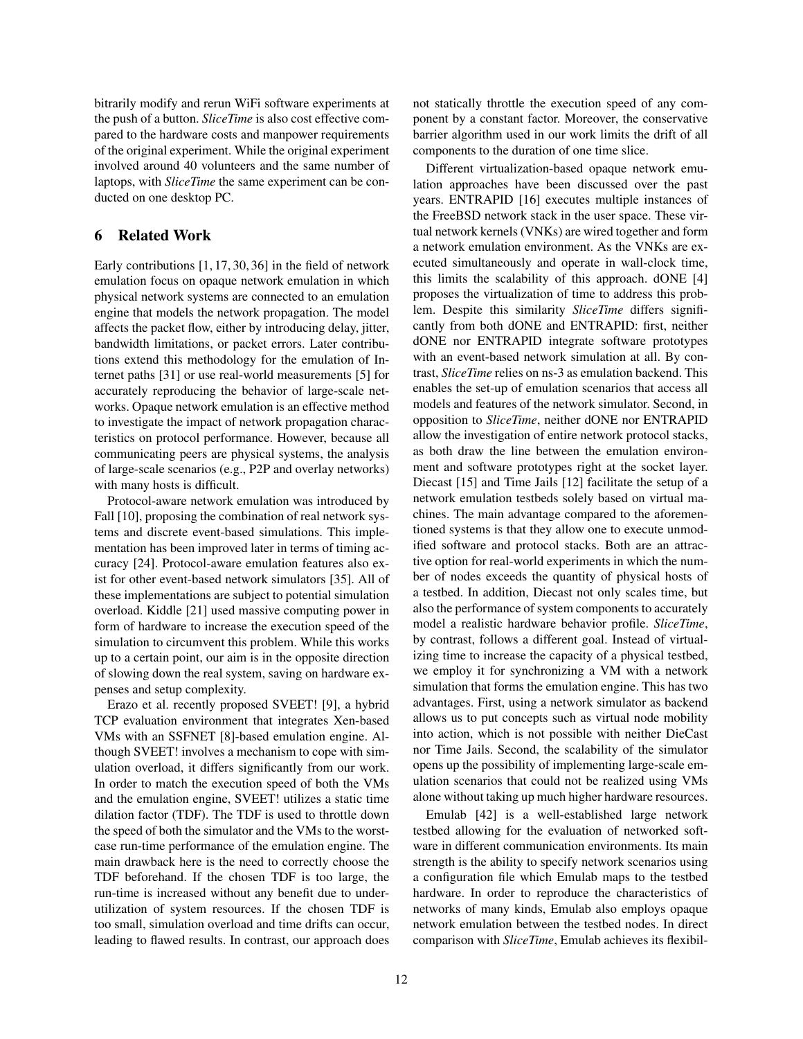bitrarily modify and rerun WiFi software experiments at the push of a button. *SliceTime* is also cost effective compared to the hardware costs and manpower requirements of the original experiment. While the original experiment involved around 40 volunteers and the same number of laptops, with *SliceTime* the same experiment can be conducted on one desktop PC.

## 6 Related Work

Early contributions [1, 17, 30, 36] in the field of network emulation focus on opaque network emulation in which physical network systems are connected to an emulation engine that models the network propagation. The model affects the packet flow, either by introducing delay, jitter, bandwidth limitations, or packet errors. Later contributions extend this methodology for the emulation of Internet paths [31] or use real-world measurements [5] for accurately reproducing the behavior of large-scale networks. Opaque network emulation is an effective method to investigate the impact of network propagation characteristics on protocol performance. However, because all communicating peers are physical systems, the analysis of large-scale scenarios (e.g., P2P and overlay networks) with many hosts is difficult.

Protocol-aware network emulation was introduced by Fall [10], proposing the combination of real network systems and discrete event-based simulations. This implementation has been improved later in terms of timing accuracy [24]. Protocol-aware emulation features also exist for other event-based network simulators [35]. All of these implementations are subject to potential simulation overload. Kiddle [21] used massive computing power in form of hardware to increase the execution speed of the simulation to circumvent this problem. While this works up to a certain point, our aim is in the opposite direction of slowing down the real system, saving on hardware expenses and setup complexity.

Erazo et al. recently proposed SVEET! [9], a hybrid TCP evaluation environment that integrates Xen-based VMs with an SSFNET [8]-based emulation engine. Although SVEET! involves a mechanism to cope with simulation overload, it differs significantly from our work. In order to match the execution speed of both the VMs and the emulation engine, SVEET! utilizes a static time dilation factor (TDF). The TDF is used to throttle down the speed of both the simulator and the VMs to the worst-case run-time performance of the emulation engine. The main drawback here is the need to correctly choose the TDF beforehand. If the chosen TDF is too large, the run-time is increased without any benefit due to underutilization of system resources. If the chosen TDF is too small, simulation overload and time drifts can occur, leading to flawed results. In contrast, our approach does not statically throttle the execution speed of any component by a constant factor. Moreover, the conservative barrier algorithm used in our work limits the drift of all components to the duration of one time slice.

Different virtualization-based opaque network emulation approaches have been discussed over the past years. ENTRAPID [16] executes multiple instances of the FreeBSD network stack in the user space. These virtual network kernels (VNKs) are wired together and form a network emulation environment. As the VNKs are executed simultaneously and operate in wall-clock time, this limits the scalability of this approach. dONE [4] proposes the virtualization of time to address this problem. Despite this similarity *SliceTime* differs significantly from both dONE and ENTRAPID: first, neither dONE nor ENTRAPID integrate software prototypes with an event-based network simulation at all. By contrast, *SliceTime* relies on ns-3 as emulation backend. This enables the set-up of emulation scenarios that access all models and features of the network simulator. Second, in opposition to *SliceTime*, neither dONE nor ENTRAPID allow the investigation of entire network protocol stacks, as both draw the line between the emulation environment and software prototypes right at the socket layer. Diecast [15] and Time Jails [12] facilitate the setup of a network emulation testbeds solely based on virtual machines. The main advantage compared to the aforementioned systems is that they allow one to execute unmodified software and protocol stacks. Both are an attractive option for real-world experiments in which the number of nodes exceeds the quantity of physical hosts of a testbed. In addition, Diecast not only scales time, but also the performance of system components to accurately model a realistic hardware behavior profile. *SliceTime*, by contrast, follows a different goal. Instead of virtualizing time to increase the capacity of a physical testbed, we employ it for synchronizing a VM with a network simulation that forms the emulation engine. This has two advantages. First, using a network simulator as backend allows us to put concepts such as virtual node mobility into action, which is not possible with neither DieCast nor Time Jails. Second, the scalability of the simulator opens up the possibility of implementing large-scale emulation scenarios that could not be realized using VMs alone without taking up much higher hardware resources.

Emulab [42] is a well-established large network testbed allowing for the evaluation of networked software in different communication environments. Its main strength is the ability to specify network scenarios using a configuration file which Emulab maps to the testbed hardware. In order to reproduce the characteristics of networks of many kinds, Emulab also employs opaque network emulation between the testbed nodes. In direct comparison with *SliceTime*, Emulab achieves its flexibil-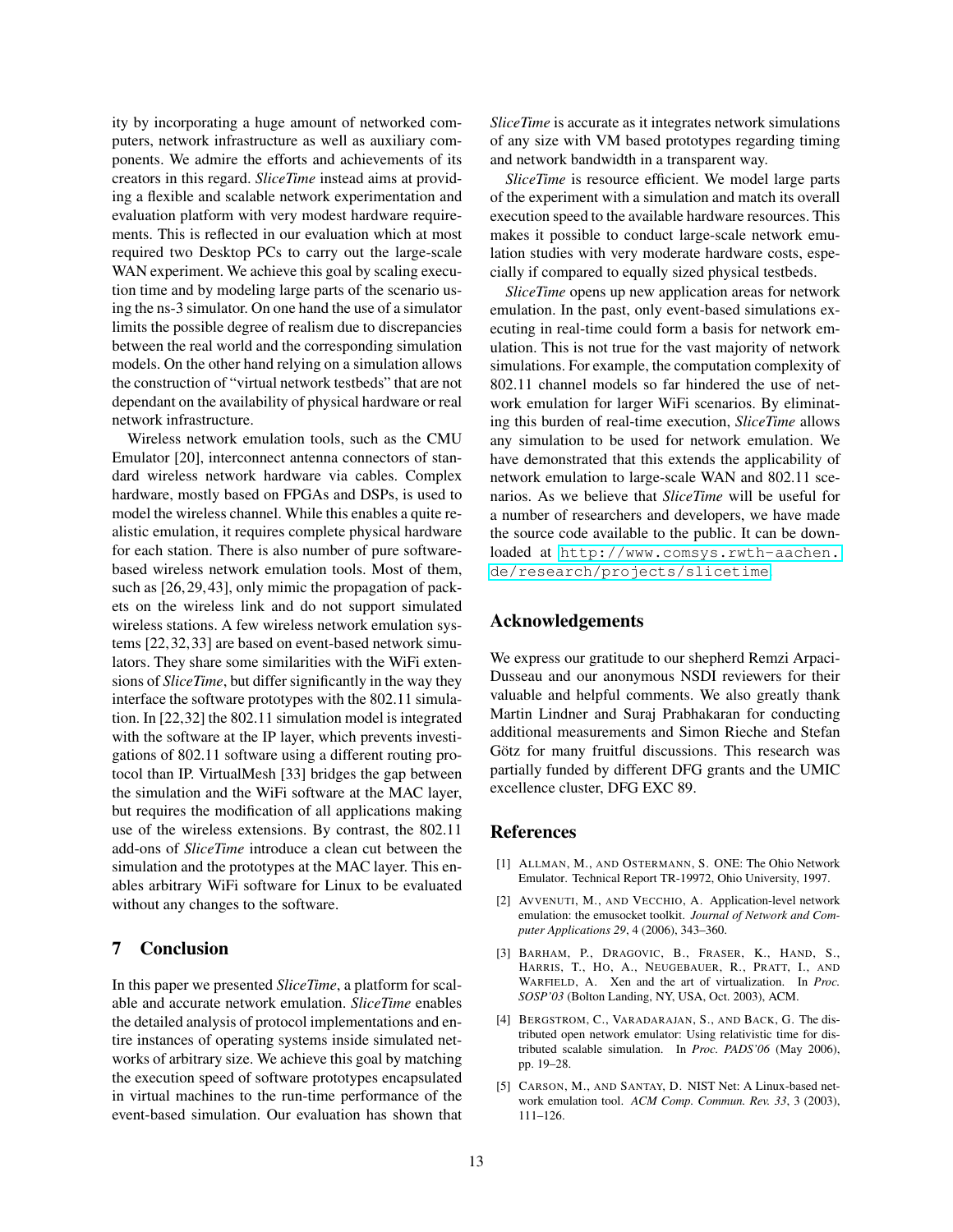ity by incorporating a huge amount of networked computers, network infrastructure as well as auxiliary components. We admire the efforts and achievements of its creators in this regard. *SliceTime* instead aims at providing a flexible and scalable network experimentation and evaluation platform with very modest hardware requirements. This is reflected in our evaluation which at most required two Desktop PCs to carry out the large-scale WAN experiment. We achieve this goal by scaling execution time and by modeling large parts of the scenario using the ns-3 simulator. On one hand the use of a simulator limits the possible degree of realism due to discrepancies between the real world and the corresponding simulation models. On the other hand relying on a simulation allows the construction of "virtual network testbeds" that are not dependant on the availability of physical hardware or real network infrastructure.

Wireless network emulation tools, such as the CMU Emulator [20], interconnect antenna connectors of standard wireless network hardware via cables. Complex hardware, mostly based on FPGAs and DSPs, is used to model the wireless channel. While this enables a quite realistic emulation, it requires complete physical hardware for each station. There is also number of pure software-based wireless network emulation tools. Most of them, such as [26,29,43], only mimic the propagation of packets on the wireless link and do not support simulated wireless stations. A few wireless network emulation systems [22,32,33] are based on event-based network simulators. They share some similarities with the WiFi extensions of *SliceTime*, but differ significantly in the way they interface the software prototypes with the 802.11 simulation. In [22,32] the 802.11 simulation model is integrated with the software at the IP layer, which prevents investigations of 802.11 software using a different routing protocol than IP. VirtualMesh [33] bridges the gap between the simulation and the WiFi software at the MAC layer, but requires the modification of all applications making use of the wireless extensions. By contrast, the 802.11 add-ons of *SliceTime* introduce a clean cut between the simulation and the prototypes at the MAC layer. This enables arbitrary WiFi software for Linux to be evaluated without any changes to the software.

## 7 Conclusion

In this paper we presented *SliceTime*, a platform for scalable and accurate network emulation. *SliceTime* enables the detailed analysis of protocol implementations and entire instances of operating systems inside simulated networks of arbitrary size. We achieve this goal by matching the execution speed of software prototypes encapsulated in virtual machines to the run-time performance of the event-based simulation. Our evaluation has shown that *SliceTime* is accurate as it integrates network simulations of any size with VM based prototypes regarding timing and network bandwidth in a transparent way.

*SliceTime* is resource efficient. We model large parts of the experiment with a simulation and match its overall execution speed to the available hardware resources. This makes it possible to conduct large-scale network emulation studies with very moderate hardware costs, especially if compared to equally sized physical testbeds.

*SliceTime* opens up new application areas for network emulation. In the past, only event-based simulations executing in real-time could form a basis for network emulation. This is not true for the vast majority of network simulations. For example, the computation complexity of 802.11 channel models so far hindered the use of network emulation for larger WiFi scenarios. By eliminating this burden of real-time execution, *SliceTime* allows any simulation to be used for network emulation. We have demonstrated that this extends the applicability of network emulation to large-scale WAN and 802.11 scenarios. As we believe that *SliceTime* will be useful for a number of researchers and developers, we have made the source code available to the public. It can be downloaded at http://www.comsys.rwth-aachen.de/research/projects/slicetime

## Acknowledgements

We express our gratitude to our shepherd Remzi Arpaci-Dusseau and our anonymous NSDI reviewers for their valuable and helpful comments. We also greatly thank Martin Lindner and Suraj Prabhakaran for conducting additional measurements and Simon Rieche and Stefan Götz for many fruitful discussions. This research was partially funded by different DFG grants and the UMIC excellence cluster, DFG EXC 89.

## References

[1] Allman, M., and Ostermann, S. ONE: The Ohio Network Emulator. Technical Report TR-19972, Ohio University, 1997.

[2] Avvenuti, M., and Vecchio, A. Application-level network emulation: the emusocket toolkit. *Journal of Network and Computer Applications 29*, 4 (2006), 343–360.

[3] Barham, P., Dragovic, B., Fraser, K., Hand, S., Harris, T., Ho, A., Neugebauer, R., Pratt, I., and Warfield, A. Xen and the art of virtualization. In *Proc. SOSP'03* (Bolton Landing, NY, USA, Oct. 2003), ACM.

[4] Bergstrom, C., Varadarajan, S., and Back, G. The distributed open network emulator: Using relativistic time for distributed scalable simulation. In *Proc. PADS'06* (May 2006), pp. 19–28.

[5] Carson, M., and Santay, D. NIST Net: A Linux-based network emulation tool. *ACM Comp. Commun. Rev. 33*, 3 (2003), 111–126.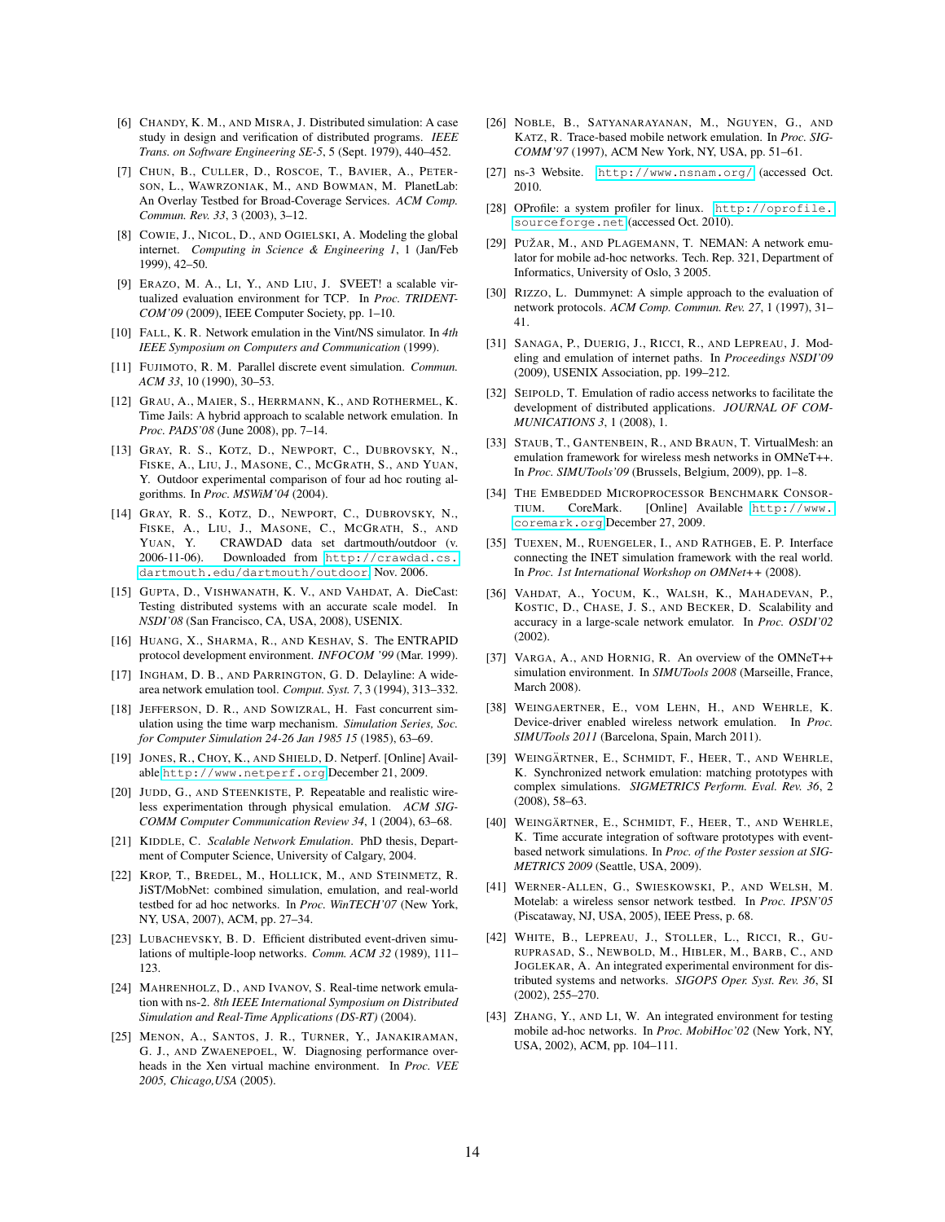[6] Chandy, K. M., and Misra, J. Distributed simulation: A case study in design and verification of distributed programs. *IEEE Trans. on Software Engineering SE-5*, 5 (Sept. 1979), 440–452.

[7] Chun, B., Culler, D., Roscoe, T., Bavier, A., Peterson, L., Wawrzoniak, M., and Bowman, M. PlanetLab: An Overlay Testbed for Broad-Coverage Services. *ACM Comp. Commun. Rev. 33*, 3 (2003), 3–12.

[8] Cowie, J., Nicol, D., and Ogielski, A. Modeling the global internet. *Computing in Science & Engineering 1*, 1 (Jan/Feb 1999), 42–50.

[9] Erazo, M. A., Li, Y., and Liu, J. SVEET! a scalable virtualized evaluation environment for TCP. In *Proc. TRIDENTCOM'09* (2009), IEEE Computer Society, pp. 1–10.

[10] Fall, K. R. Network emulation in the Vint/NS simulator. In *4th IEEE Symposium on Computers and Communication* (1999).

[11] Fujimoto, R. M. Parallel discrete event simulation. *Commun. ACM 33*, 10 (1990), 30–53.

[12] Grau, A., Maier, S., Herrmann, K., and Rothermel, K. Time Jails: A hybrid approach to scalable network emulation. In *Proc. PADS'08* (June 2008), pp. 7–14.

[13] Gray, R. S., Kotz, D., Newport, C., Dubrovsky, N., Fiske, A., Liu, J., Masone, C., McGrath, S., and Yuan, Y. Outdoor experimental comparison of four ad hoc routing algorithms. In *Proc. MSWiM'04* (2004).

[14] Gray, R. S., Kotz, D., Newport, C., Dubrovsky, N., Fiske, A., Liu, J., Masone, C., McGrath, S., and Yuan, Y. CRAWDAD data set dartmouth/outdoor (v. 2006-11-06). Downloaded from http://crawdad.cs.dartmouth.edu/dartmouth/outdoor, Nov. 2006.

[15] Gupta, D., Vishwanath, K. V., and Vahdat, A. DieCast: Testing distributed systems with an accurate scale model. In *NSDI'08* (San Francisco, CA, USA, 2008), USENIX.

[16] Huang, X., Sharma, R., and Keshav, S. The ENTRAPID protocol development environment. *INFOCOM '99* (Mar. 1999).

[17] Ingham, D. B., and Parrington, G. D. Delayline: A wide-area network emulation tool. *Comput. Syst. 7*, 3 (1994), 313–332.

[18] Jefferson, D. R., and Sowizral, H. Fast concurrent simulation using the time warp mechanism. *Simulation Series, Soc. for Computer Simulation 24-26 Jan 1985 15* (1985), 63–69.

[19] Jones, R., Choy, K., and Shield, D. Netperf. [Online] Available http://www.netperf.org December 21, 2009.

[20] Judd, G., and Steenkiste, P. Repeatable and realistic wireless experimentation through physical emulation. *ACM SIGCOMM Computer Communication Review 34*, 1 (2004), 63–68.

[21] Kiddle, C. *Scalable Network Emulation*. PhD thesis, Department of Computer Science, University of Calgary, 2004.

[22] Krop, T., Bredel, M., Hollick, M., and Steinmetz, R. JiST/MobNet: combined simulation, emulation, and real-world testbed for ad hoc networks. In *Proc. WinTECH'07* (New York, NY, USA, 2007), ACM, pp. 27–34.

[23] Lubachevsky, B. D. Efficient distributed event-driven simulations of multiple-loop networks. *Comm. ACM 32* (1989), 111–123.

[24] Mahrenholz, D., and Ivanov, S. Real-time network emulation with ns-2. *8th IEEE International Symposium on Distributed Simulation and Real-Time Applications (DS-RT)* (2004).

[25] Menon, A., Santos, J. R., Turner, Y., Janakiraman, G. J., and Zwaenepoel, W. Diagnosing performance overheads in the Xen virtual machine environment. In *Proc. VEE 2005, Chicago,USA* (2005).

[26] Noble, B., Satyanarayanan, M., Nguyen, G., and Katz, R. Trace-based mobile network emulation. In *Proc. SIGCOMM'97* (1997), ACM New York, NY, USA, pp. 51–61.

[27] ns-3 Website. http://www.nsnam.org/ (accessed Oct. 2010).

[28] OProfile: a system profiler for linux. http://oprofile.sourceforge.net (accessed Oct. 2010).

[29] Pužar, M., and Plagemann, T. NEMAN: A network emulator for mobile ad-hoc networks. Tech. Rep. 321, Department of Informatics, University of Oslo, 3 2005.

[30] Rizzo, L. Dummynet: A simple approach to the evaluation of network protocols. *ACM Comp. Commun. Rev. 27*, 1 (1997), 31–41.

[31] Sanaga, P., Duerig, J., Ricci, R., and Lepreau, J. Modeling and emulation of internet paths. In *Proceedings NSDI'09* (2009), USENIX Association, pp. 199–212.

[32] Seipold, T. Emulation of radio access networks to facilitate the development of distributed applications. *JOURNAL OF COMMUNICATIONS 3*, 1 (2008), 1.

[33] Staub, T., Gantenbein, R., and Braun, T. VirtualMesh: an emulation framework for wireless mesh networks in OMNeT++. In *Proc. SIMUTools'09* (Brussels, Belgium, 2009), pp. 1–8.

[34] The Embedded Microprocessor Benchmark Consortium. CoreMark. [Online] Available http://www.coremark.org December 27, 2009.

[35] Tuexen, M., Ruengeler, I., and Rathgeb, E. P. Interface connecting the INET simulation framework with the real world. In *Proc. 1st International Workshop on OMNeT++* (2008).

[36] Vahdat, A., Yocum, K., Walsh, K., Mahadevan, P., Kostic, D., Chase, J. S., and Becker, D. Scalability and accuracy in a large-scale network emulator. In *Proc. OSDI'02* (2002).

[37] Varga, A., and Hornig, R. An overview of the OMNeT++ simulation environment. In *SIMUTools 2008* (Marseille, France, March 2008).

[38] Weingaertner, E., vom Lehn, H., and Wehrle, K. Device-driver enabled wireless network emulation. In *Proc. SIMUTools 2011* (Barcelona, Spain, March 2011).

[39] Weingärtner, E., Schmidt, F., Heer, T., and Wehrle, K. Synchronized network emulation: matching prototypes with complex simulations. *SIGMETRICS Perform. Eval. Rev. 36*, 2 (2008), 58–63.

[40] Weingärtner, E., Schmidt, F., Heer, T., and Wehrle, K. Time accurate integration of software prototypes with event-based network simulations. In *Proc. of the Poster session at SIGMETRICS 2009* (Seattle, USA, 2009).

[41] Werner-Allen, G., Swieskowski, P., and Welsh, M. Motelab: a wireless sensor network testbed. In *Proc. IPSN'05* (Piscataway, NJ, USA, 2005), IEEE Press, p. 68.

[42] White, B., Lepreau, J., Stoller, L., Ricci, R., Guruprasad, S., Newbold, M., Hibler, M., Barb, C., and Joglekar, A. An integrated experimental environment for distributed systems and networks. *SIGOPS Oper. Syst. Rev. 36*, SI (2002), 255–270.

[43] Zhang, Y., and Li, W. An integrated environment for testing mobile ad-hoc networks. In *Proc. MobiHoc'02* (New York, NY, USA, 2002), ACM, pp. 104–111.